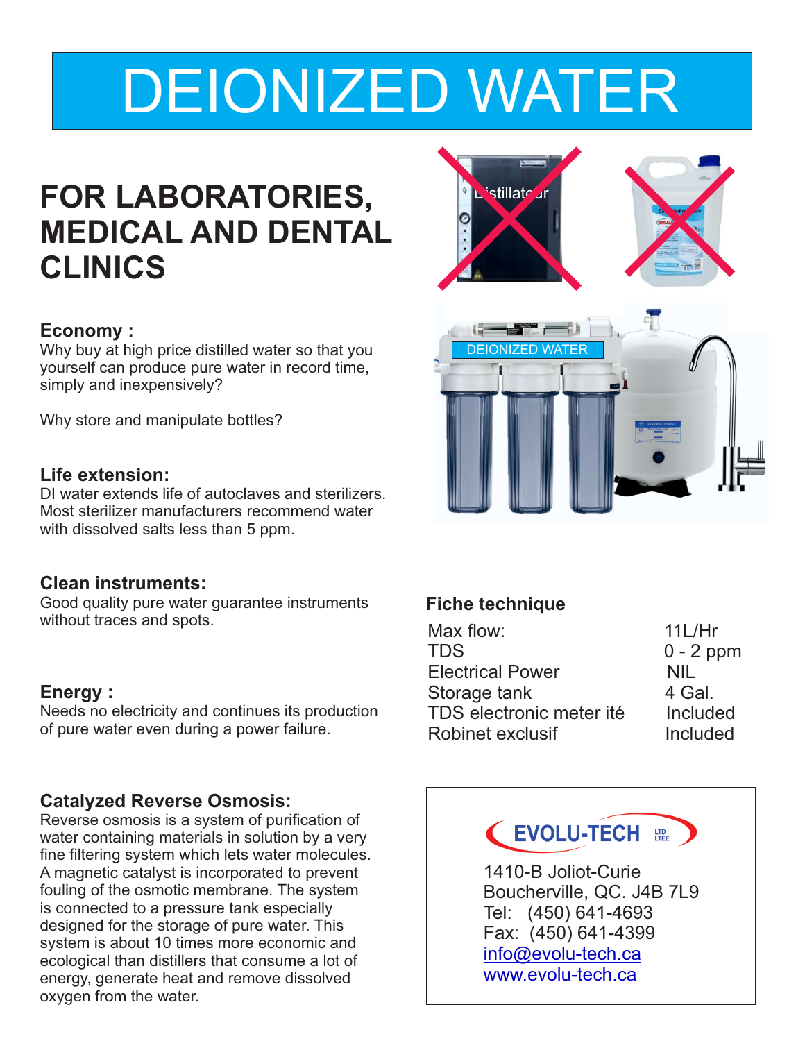# DEIONIZED WATER

## FOR LABORATORIES, MEDICAL AND DENTAL CLINICS

### Economy :

Why buy at high price distilled water so that you yourself can produce pure water in record time, simply and inexpensively?

Why store and manipulate bottles?

### Life extension:

DI water extends life of autoclaves and sterilizers. Most sterilizer manufacturers recommend water with dissolved salts less than 5 ppm.

### Clean instruments:

Good quality pure water guarantee instruments without traces and spots.

### Energy :

Needs no electricity and continues its production of pure water even during a power failure.

### Catalyzed Reverse Osmosis:

Reverse osmosis is a system of purification of water containing materials in solution by a very fine filtering system which lets water molecules. A magnetic catalyst is incorporated to prevent fouling of the osmotic membrane. The system is connected to a pressure tank especially designed for the storage of pure water. This system is about 10 times more economic and ecological than distillers that consume a lot of energy, generate heat and remove dissolved oxygen from the water.

### Fiche technique

| | |
|---|---|
| Max flow: | 11L/Hr |
| TDS | 0 - 2 ppm |
| Electrical Power | NIL |
| Storage tank | 4 Gal. |
| TDS electronic meter ité | Included |
| Robinet exclusif | Included |

**EVOLU-TECH** LTD LTEE

1410-B Joliot-Curie
Boucherville, QC. J4B 7L9
Tel: (450) 641-4693
Fax: (450) 641-4399
info@evolu-tech.ca
www.evolu-tech.ca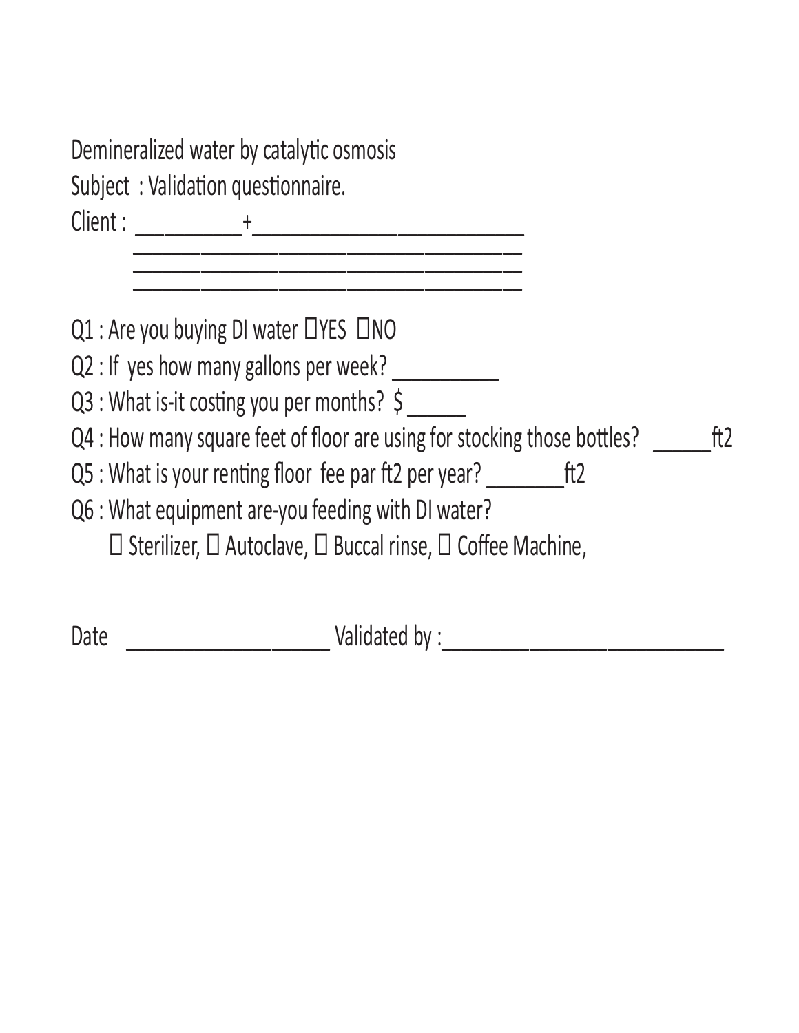Demineralized water by catalytic osmosis

Subject : Validation questionnaire.

Client : __________+_________________________

_____________________________________

_____________________________________

_____________________________________

Q1 : Are you buying DI water ☐YES ☐NO

Q2 : If yes how many gallons per week? __________

Q3 : What is-it costing you per months? $ _____

Q4 : How many square feet of floor are using for stocking those bottles? _____ft2

Q5 : What is your renting floor fee par ft2 per year? _______ft2

Q6 : What equipment are-you feeding with DI water?

☐ Sterilizer, ☐ Autoclave, ☐ Buccal rinse, ☐ Coffee Machine,

Date ____________________ Validated by :___________________________